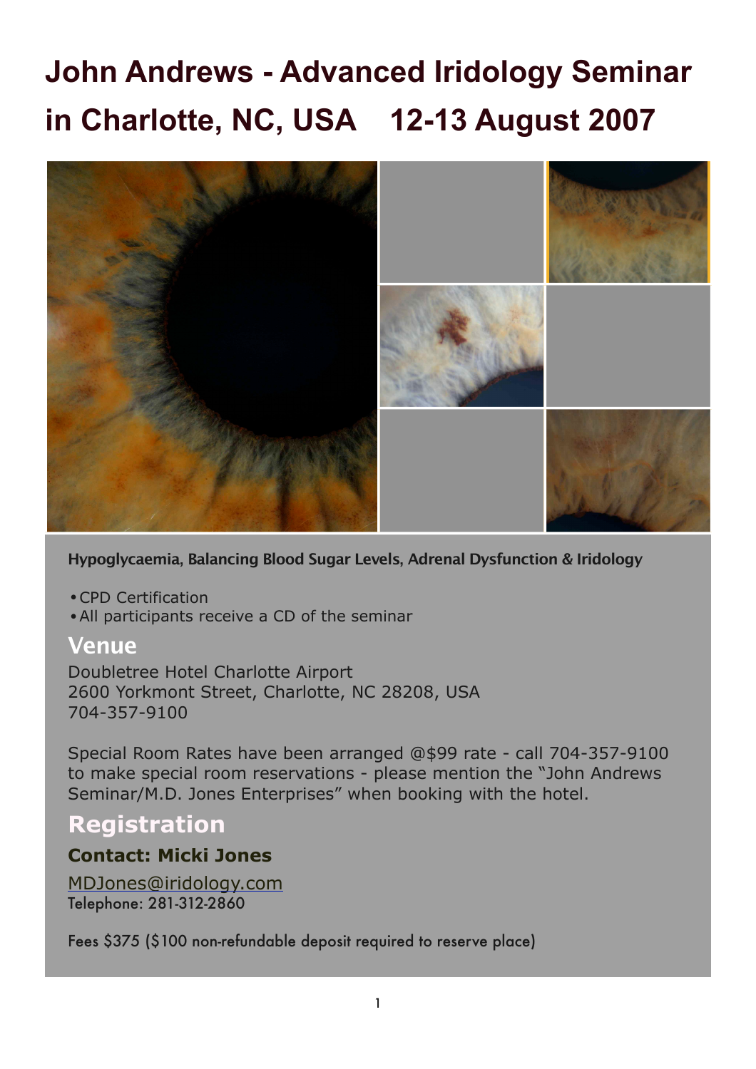# John Andrews - Advanced Iridology Seminar in Charlotte, NC, USA 12-13 August 2007

**Hypoglycaemia, Balancing Blood Sugar Levels, Adrenal Dysfunction & Iridology**

- CPD Certification
- All participants receive a CD of the seminar

## Venue

Doubletree Hotel Charlotte Airport
2600 Yorkmont Street, Charlotte, NC 28208, USA
704-357-9100

Special Room Rates have been arranged @$99 rate - call 704-357-9100 to make special room reservations - please mention the "John Andrews Seminar/M.D. Jones Enterprises" when booking with the hotel.

## Registration

**Contact: Micki Jones**

MDJones@iridology.com
Telephone: 281-312-2860

Fees $375 ($100 non-refundable deposit required to reserve place)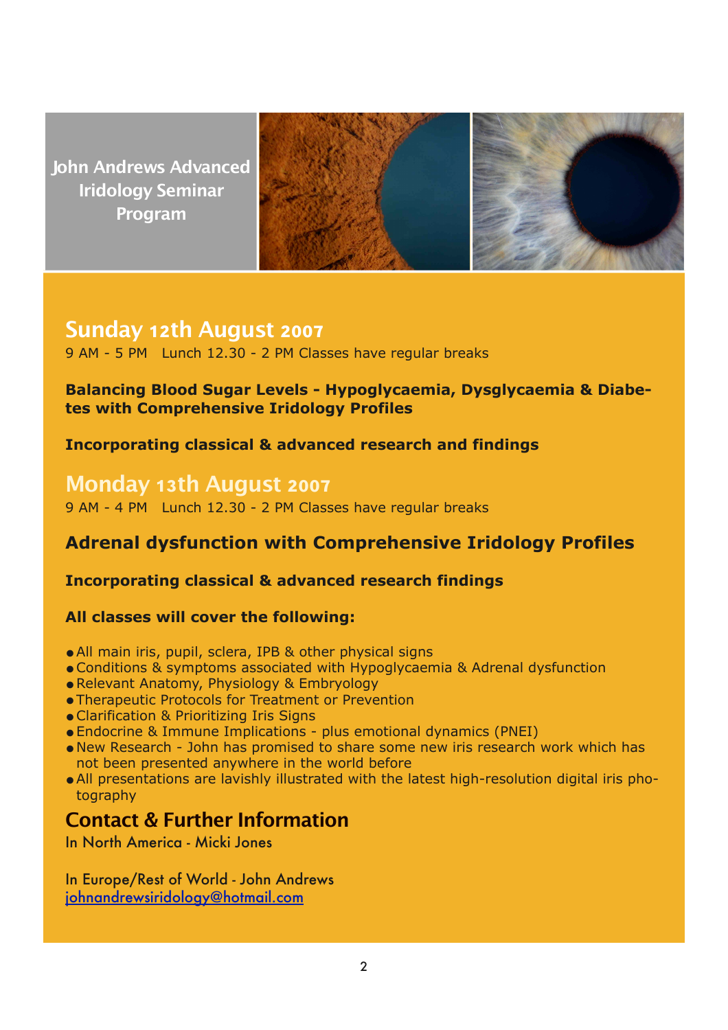# John Andrews Advanced Iridology Seminar Program

## Sunday 12th August 2007

9 AM - 5 PM   Lunch 12.30 - 2 PM Classes have regular breaks

**Balancing Blood Sugar Levels - Hypoglycaemia, Dysglycaemia & Diabetes with Comprehensive Iridology Profiles**

**Incorporating classical & advanced research and findings**

## Monday 13th August 2007

9 AM - 4 PM   Lunch 12.30 - 2 PM Classes have regular breaks

**Adrenal dysfunction with Comprehensive Iridology Profiles**

**Incorporating classical & advanced research findings**

**All classes will cover the following:**

- All main iris, pupil, sclera, IPB & other physical signs
- Conditions & symptoms associated with Hypoglycaemia & Adrenal dysfunction
- Relevant Anatomy, Physiology & Embryology
- Therapeutic Protocols for Treatment or Prevention
- Clarification & Prioritizing Iris Signs
- Endocrine & Immune Implications - plus emotional dynamics (PNEI)
- New Research - John has promised to share some new iris research work which has not been presented anywhere in the world before
- All presentations are lavishly illustrated with the latest high-resolution digital iris photography

## Contact & Further Information

In North America - Micki Jones

In Europe/Rest of World - John Andrews
johnandrewsiridology@hotmail.com